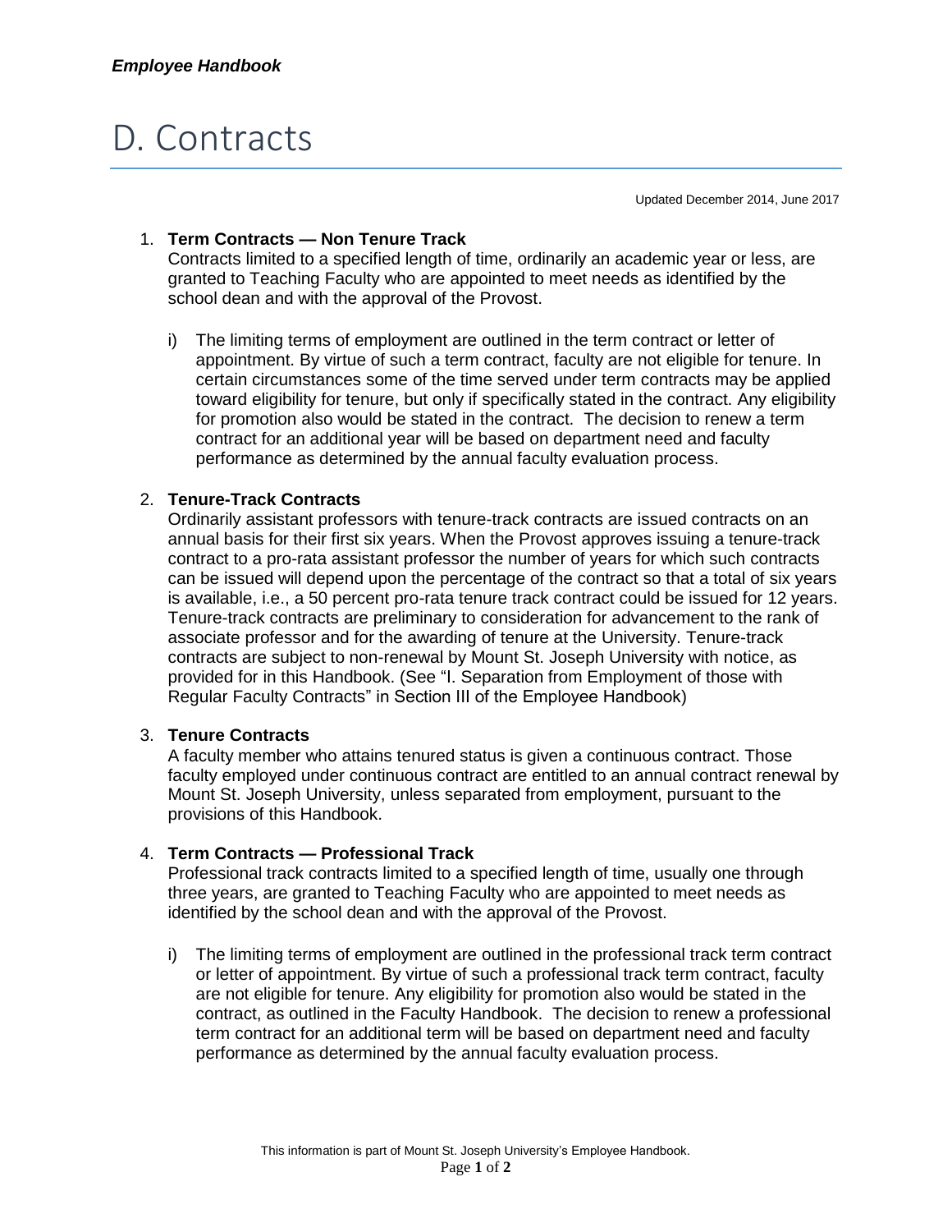# D. Contracts

Updated December 2014, June 2017

1. **Term Contracts — Non Tenure Track**
   Contracts limited to a specified length of time, ordinarily an academic year or less, are granted to Teaching Faculty who are appointed to meet needs as identified by the school dean and with the approval of the Provost.

   i) The limiting terms of employment are outlined in the term contract or letter of appointment. By virtue of such a term contract, faculty are not eligible for tenure. In certain circumstances some of the time served under term contracts may be applied toward eligibility for tenure, but only if specifically stated in the contract. Any eligibility for promotion also would be stated in the contract. The decision to renew a term contract for an additional year will be based on department need and faculty performance as determined by the annual faculty evaluation process.

2. **Tenure-Track Contracts**
   Ordinarily assistant professors with tenure-track contracts are issued contracts on an annual basis for their first six years. When the Provost approves issuing a tenure-track contract to a pro-rata assistant professor the number of years for which such contracts can be issued will depend upon the percentage of the contract so that a total of six years is available, i.e., a 50 percent pro-rata tenure track contract could be issued for 12 years. Tenure-track contracts are preliminary to consideration for advancement to the rank of associate professor and for the awarding of tenure at the University. Tenure-track contracts are subject to non-renewal by Mount St. Joseph University with notice, as provided for in this Handbook. (See "I. Separation from Employment of those with Regular Faculty Contracts" in Section III of the Employee Handbook)

3. **Tenure Contracts**
   A faculty member who attains tenured status is given a continuous contract. Those faculty employed under continuous contract are entitled to an annual contract renewal by Mount St. Joseph University, unless separated from employment, pursuant to the provisions of this Handbook.

4. **Term Contracts — Professional Track**
   Professional track contracts limited to a specified length of time, usually one through three years, are granted to Teaching Faculty who are appointed to meet needs as identified by the school dean and with the approval of the Provost.

   i) The limiting terms of employment are outlined in the professional track term contract or letter of appointment. By virtue of such a professional track term contract, faculty are not eligible for tenure. Any eligibility for promotion also would be stated in the contract, as outlined in the Faculty Handbook. The decision to renew a professional term contract for an additional term will be based on department need and faculty performance as determined by the annual faculty evaluation process.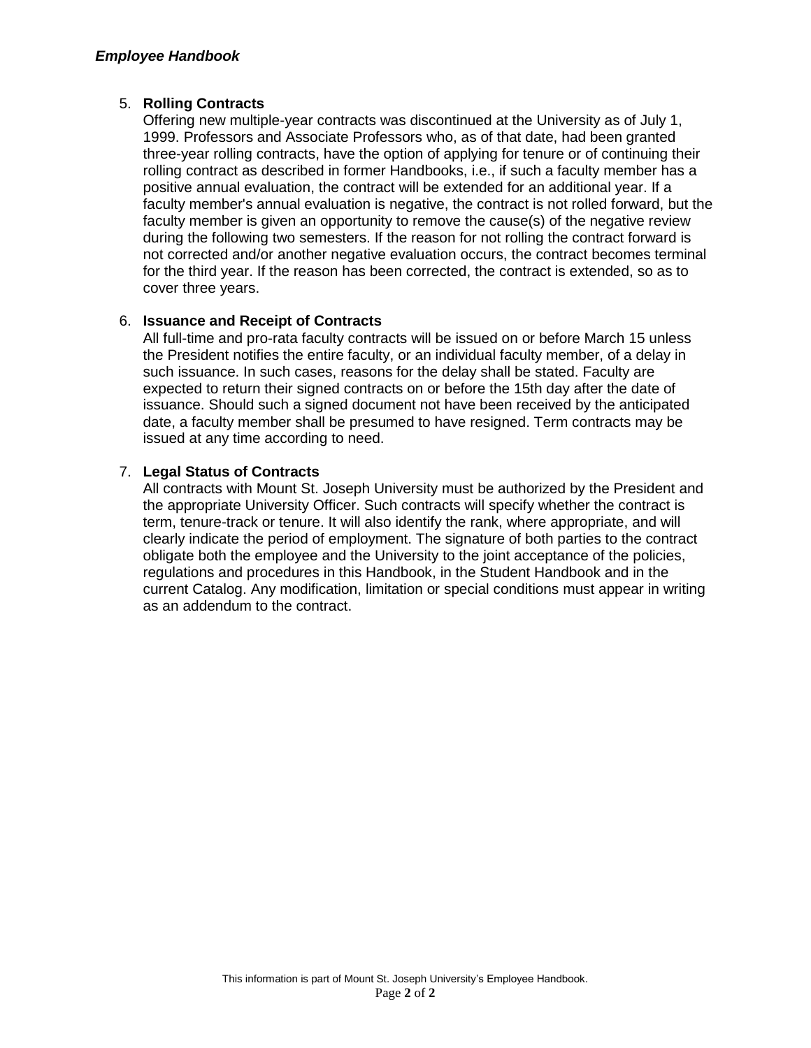5. **Rolling Contracts**
   Offering new multiple-year contracts was discontinued at the University as of July 1, 1999. Professors and Associate Professors who, as of that date, had been granted three-year rolling contracts, have the option of applying for tenure or of continuing their rolling contract as described in former Handbooks, i.e., if such a faculty member has a positive annual evaluation, the contract will be extended for an additional year. If a faculty member's annual evaluation is negative, the contract is not rolled forward, but the faculty member is given an opportunity to remove the cause(s) of the negative review during the following two semesters. If the reason for not rolling the contract forward is not corrected and/or another negative evaluation occurs, the contract becomes terminal for the third year. If the reason has been corrected, the contract is extended, so as to cover three years.

6. **Issuance and Receipt of Contracts**
   All full-time and pro-rata faculty contracts will be issued on or before March 15 unless the President notifies the entire faculty, or an individual faculty member, of a delay in such issuance. In such cases, reasons for the delay shall be stated. Faculty are expected to return their signed contracts on or before the 15th day after the date of issuance. Should such a signed document not have been received by the anticipated date, a faculty member shall be presumed to have resigned. Term contracts may be issued at any time according to need.

7. **Legal Status of Contracts**
   All contracts with Mount St. Joseph University must be authorized by the President and the appropriate University Officer. Such contracts will specify whether the contract is term, tenure-track or tenure. It will also identify the rank, where appropriate, and will clearly indicate the period of employment. The signature of both parties to the contract obligate both the employee and the University to the joint acceptance of the policies, regulations and procedures in this Handbook, in the Student Handbook and in the current Catalog. Any modification, limitation or special conditions must appear in writing as an addendum to the contract.